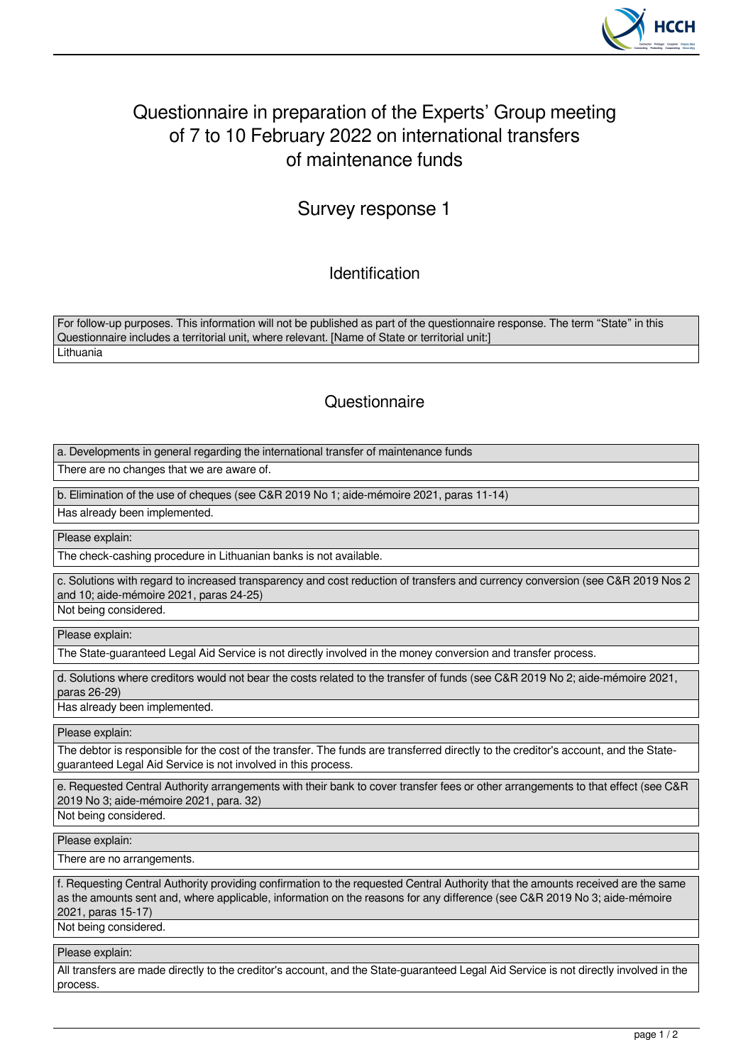# Questionnaire in preparation of the Experts' Group meeting of 7 to 10 February 2022 on international transfers of maintenance funds

## Survey response 1

### Identification

For follow-up purposes. This information will not be published as part of the questionnaire response. The term "State" in this Questionnaire includes a territorial unit, where relevant. [Name of State or territorial unit:]

Lithuania

### Questionnaire

**a. Developments in general regarding the international transfer of maintenance funds**

There are no changes that we are aware of.

**b. Elimination of the use of cheques (see C&R 2019 No 1; aide-mémoire 2021, paras 11-14)**

Has already been implemented.

**Please explain:**

The check-cashing procedure in Lithuanian banks is not available.

**c. Solutions with regard to increased transparency and cost reduction of transfers and currency conversion (see C&R 2019 Nos 2 and 10; aide-mémoire 2021, paras 24-25)**

Not being considered.

**Please explain:**

The State-guaranteed Legal Aid Service is not directly involved in the money conversion and transfer process.

**d. Solutions where creditors would not bear the costs related to the transfer of funds (see C&R 2019 No 2; aide-mémoire 2021, paras 26-29)**

Has already been implemented.

**Please explain:**

The debtor is responsible for the cost of the transfer. The funds are transferred directly to the creditor's account, and the State-guaranteed Legal Aid Service is not involved in this process.

**e. Requested Central Authority arrangements with their bank to cover transfer fees or other arrangements to that effect (see C&R 2019 No 3; aide-mémoire 2021, para. 32)**

Not being considered.

**Please explain:**

There are no arrangements.

**f. Requesting Central Authority providing confirmation to the requested Central Authority that the amounts received are the same as the amounts sent and, where applicable, information on the reasons for any difference (see C&R 2019 No 3; aide-mémoire 2021, paras 15-17)**

Not being considered.

**Please explain:**

All transfers are made directly to the creditor's account, and the State-guaranteed Legal Aid Service is not directly involved in the process.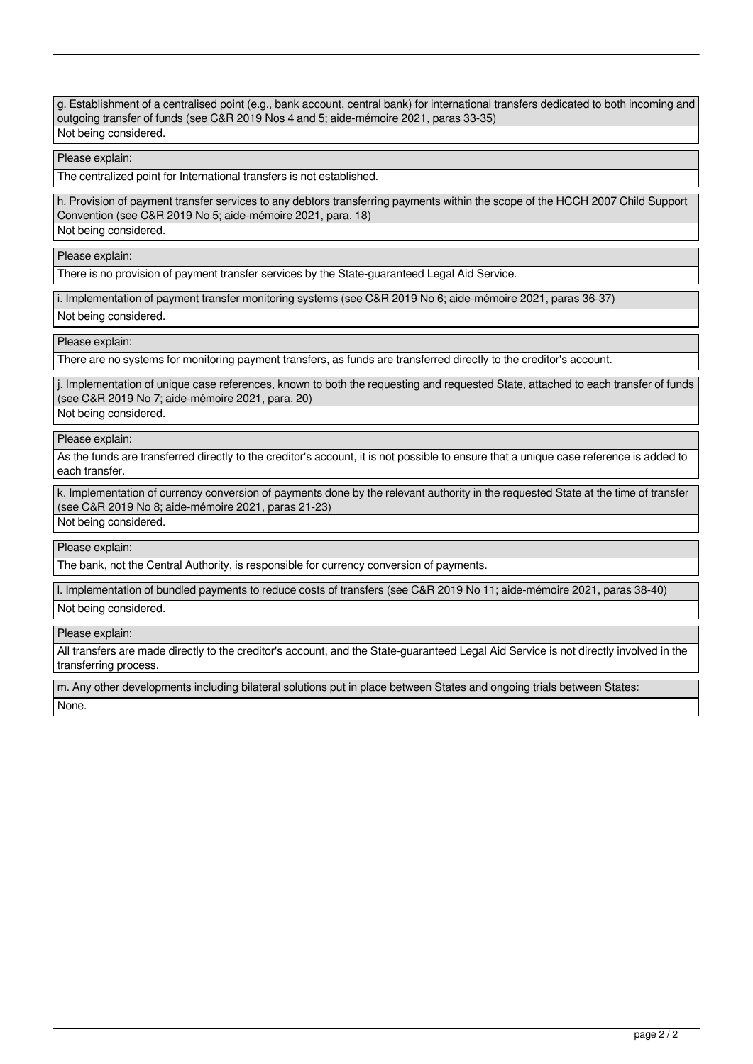g. Establishment of a centralised point (e.g., bank account, central bank) for international transfers dedicated to both incoming and outgoing transfer of funds (see C&R 2019 Nos 4 and 5; aide-mémoire 2021, paras 33-35)

Not being considered.

Please explain:

The centralized point for International transfers is not established.

h. Provision of payment transfer services to any debtors transferring payments within the scope of the HCCH 2007 Child Support Convention (see C&R 2019 No 5; aide-mémoire 2021, para. 18)

Not being considered.

Please explain:

There is no provision of payment transfer services by the State-guaranteed Legal Aid Service.

i. Implementation of payment transfer monitoring systems (see C&R 2019 No 6; aide-mémoire 2021, paras 36-37)

Not being considered.

Please explain:

There are no systems for monitoring payment transfers, as funds are transferred directly to the creditor's account.

j. Implementation of unique case references, known to both the requesting and requested State, attached to each transfer of funds (see C&R 2019 No 7; aide-mémoire 2021, para. 20)

Not being considered.

Please explain:

As the funds are transferred directly to the creditor's account, it is not possible to ensure that a unique case reference is added to each transfer.

k. Implementation of currency conversion of payments done by the relevant authority in the requested State at the time of transfer (see C&R 2019 No 8; aide-mémoire 2021, paras 21-23)

Not being considered.

Please explain:

The bank, not the Central Authority, is responsible for currency conversion of payments.

l. Implementation of bundled payments to reduce costs of transfers (see C&R 2019 No 11; aide-mémoire 2021, paras 38-40)

Not being considered.

Please explain:

All transfers are made directly to the creditor's account, and the State-guaranteed Legal Aid Service is not directly involved in the transferring process.

m. Any other developments including bilateral solutions put in place between States and ongoing trials between States:

None.